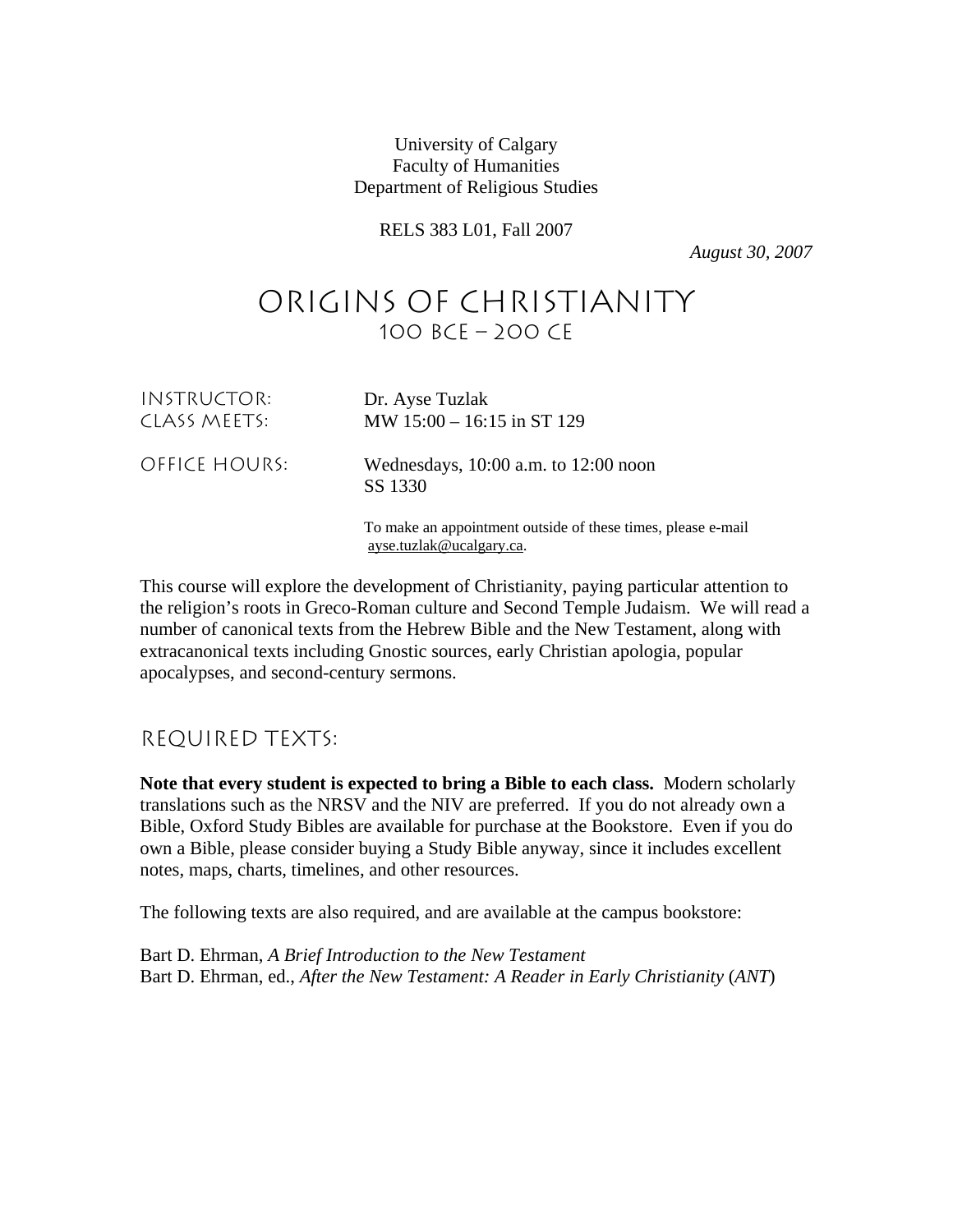University of Calgary
Faculty of Humanities
Department of Religious Studies

RELS 383 L01, Fall 2007

*August 30, 2007*

# ORIGINS OF CHRISTIANITY
## 100 BCE – 200 CE

INSTRUCTOR: Dr. Ayse Tuzlak
CLASS MEETS: MW 15:00 – 16:15 in ST 129

OFFICE HOURS: Wednesdays, 10:00 a.m. to 12:00 noon
SS 1330

To make an appointment outside of these times, please e-mail ayse.tuzlak@ucalgary.ca.

This course will explore the development of Christianity, paying particular attention to the religion's roots in Greco-Roman culture and Second Temple Judaism. We will read a number of canonical texts from the Hebrew Bible and the New Testament, along with extracanonical texts including Gnostic sources, early Christian apologia, popular apocalypses, and second-century sermons.

## REQUIRED TEXTS:

**Note that every student is expected to bring a Bible to each class.** Modern scholarly translations such as the NRSV and the NIV are preferred. If you do not already own a Bible, Oxford Study Bibles are available for purchase at the Bookstore. Even if you do own a Bible, please consider buying a Study Bible anyway, since it includes excellent notes, maps, charts, timelines, and other resources.

The following texts are also required, and are available at the campus bookstore:

Bart D. Ehrman, *A Brief Introduction to the New Testament*
Bart D. Ehrman, ed., *After the New Testament: A Reader in Early Christianity* (*ANT*)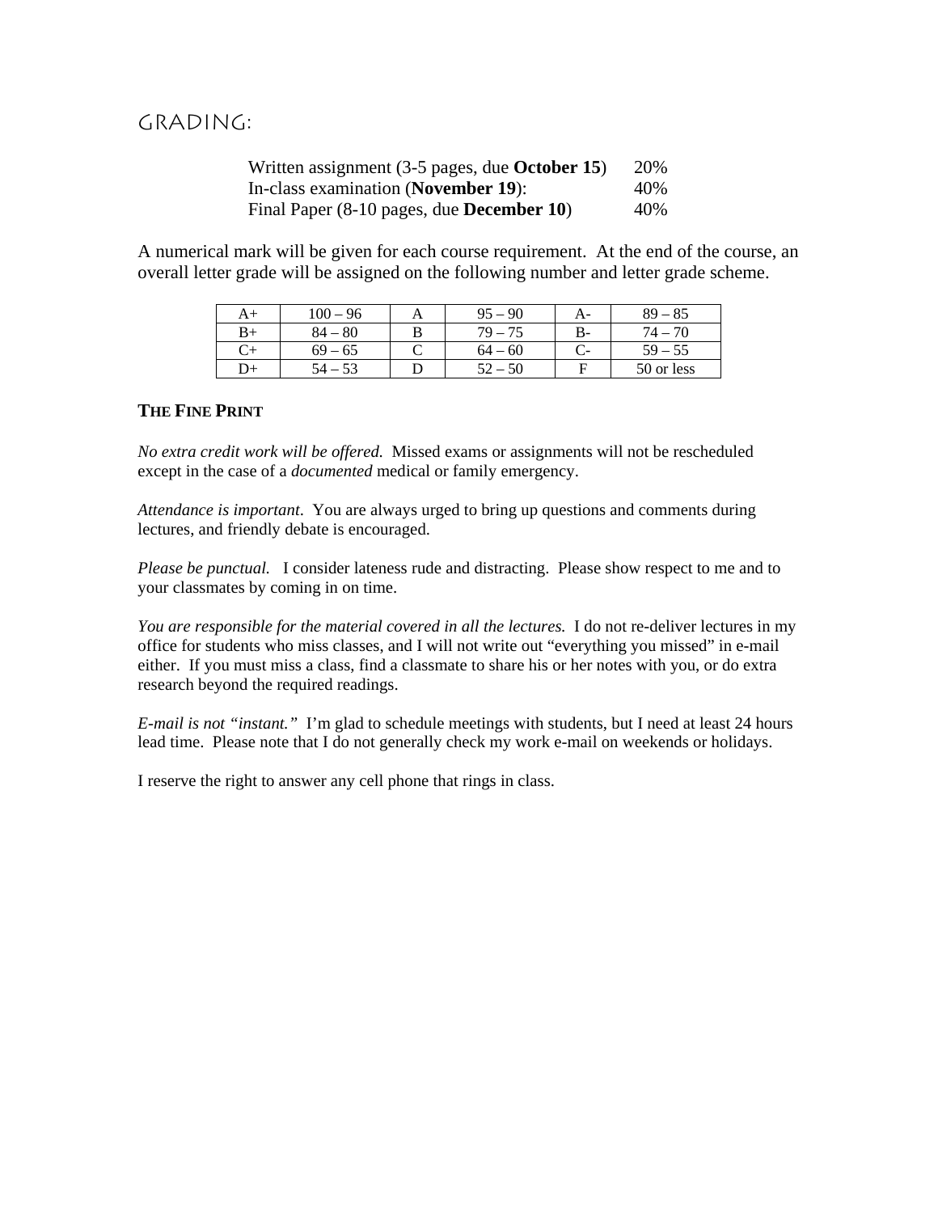## GRADING:

| | |
|---|---|
| Written assignment (3-5 pages, due **October 15**) | 20% |
| In-class examination (**November 19**): | 40% |
| Final Paper (8-10 pages, due **December 10**) | 40% |

A numerical mark will be given for each course requirement. At the end of the course, an overall letter grade will be assigned on the following number and letter grade scheme.

| | | | | | |
|---|---|---|---|---|---|
| A+ | 100 – 96 | A | 95 – 90 | A- | 89 – 85 |
| B+ | 84 – 80 | B | 79 – 75 | B- | 74 – 70 |
| C+ | 69 – 65 | C | 64 – 60 | C- | 59 – 55 |
| D+ | 54 – 53 | D | 52 – 50 | F | 50 or less |

### THE FINE PRINT

*No extra credit work will be offered.* Missed exams or assignments will not be rescheduled except in the case of a *documented* medical or family emergency.

*Attendance is important*. You are always urged to bring up questions and comments during lectures, and friendly debate is encouraged.

*Please be punctual.* I consider lateness rude and distracting. Please show respect to me and to your classmates by coming in on time.

*You are responsible for the material covered in all the lectures.* I do not re-deliver lectures in my office for students who miss classes, and I will not write out "everything you missed" in e-mail either. If you must miss a class, find a classmate to share his or her notes with you, or do extra research beyond the required readings.

*E-mail is not "instant."* I'm glad to schedule meetings with students, but I need at least 24 hours lead time. Please note that I do not generally check my work e-mail on weekends or holidays.

I reserve the right to answer any cell phone that rings in class.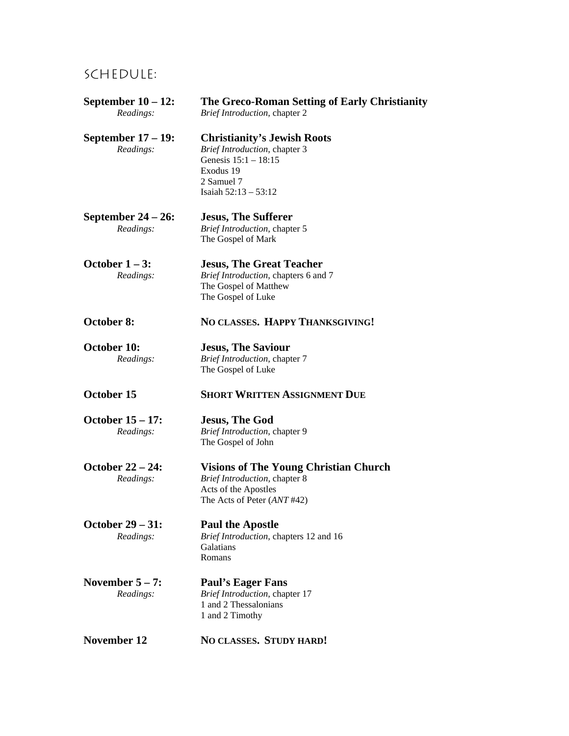## SCHEDULE:

**September 10 – 12:** **The Greco-Roman Setting of Early Christianity**
*Readings:* *Brief Introduction*, chapter 2

**September 17 – 19:** **Christianity's Jewish Roots**
*Readings:* *Brief Introduction*, chapter 3
Genesis 15:1 – 18:15
Exodus 19
2 Samuel 7
Isaiah 52:13 – 53:12

**September 24 – 26:** **Jesus, The Sufferer**
*Readings:* *Brief Introduction*, chapter 5
The Gospel of Mark

**October 1 – 3:** **Jesus, The Great Teacher**
*Readings:* *Brief Introduction*, chapters 6 and 7
The Gospel of Matthew
The Gospel of Luke

**October 8:** **NO CLASSES. HAPPY THANKSGIVING!**

**October 10:** **Jesus, The Saviour**
*Readings:* *Brief Introduction*, chapter 7
The Gospel of Luke

**October 15** **SHORT WRITTEN ASSIGNMENT DUE**

**October 15 – 17:** **Jesus, The God**
*Readings:* *Brief Introduction*, chapter 9
The Gospel of John

**October 22 – 24:** **Visions of The Young Christian Church**
*Readings:* *Brief Introduction*, chapter 8
Acts of the Apostles
The Acts of Peter (*ANT* #42)

**October 29 – 31:** **Paul the Apostle**
*Readings:* *Brief Introduction*, chapters 12 and 16
Galatians
Romans

**November 5 – 7:** **Paul's Eager Fans**
*Readings:* *Brief Introduction*, chapter 17
1 and 2 Thessalonians
1 and 2 Timothy

**November 12** **NO CLASSES. STUDY HARD!**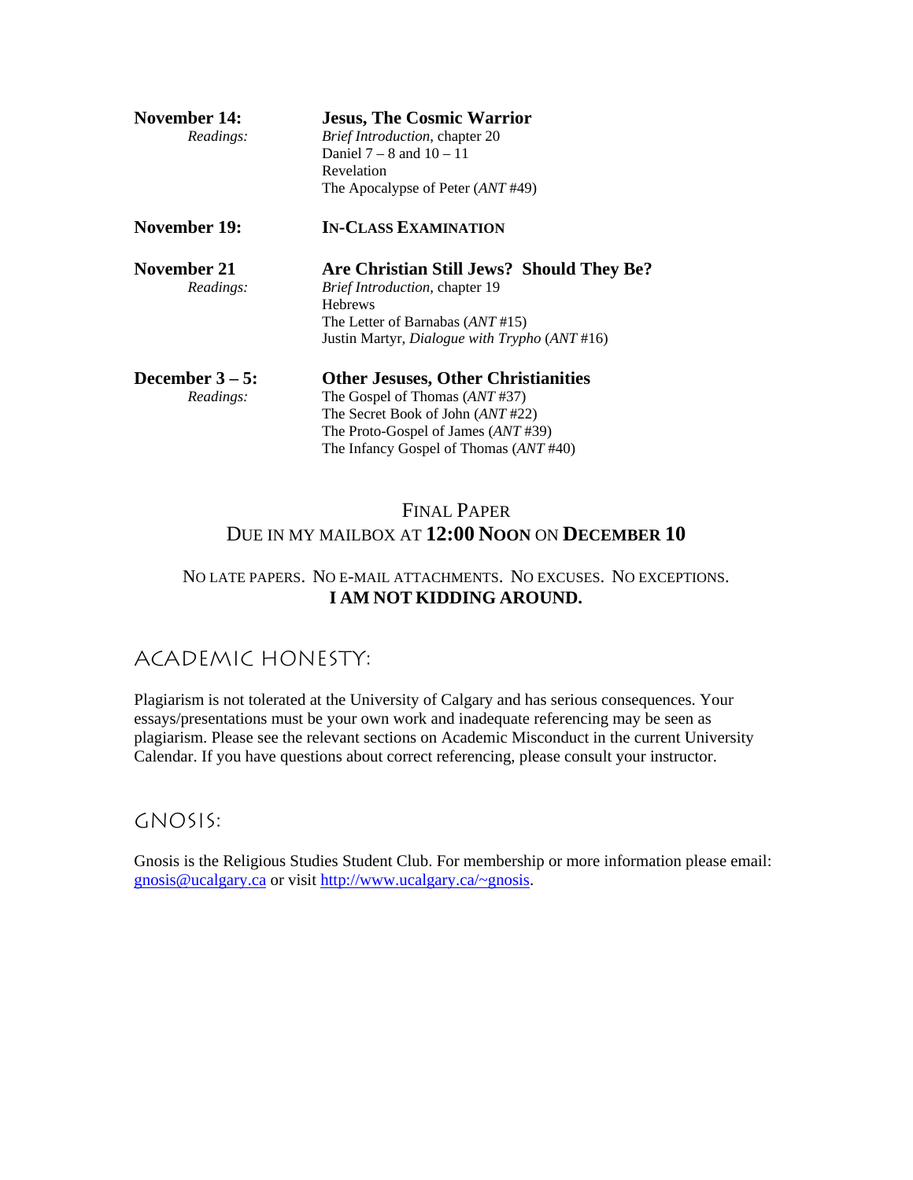**November 14:** **Jesus, The Cosmic Warrior**

*Readings:*
*Brief Introduction*, chapter 20
Daniel 7 – 8 and 10 – 11
Revelation
The Apocalypse of Peter (*ANT* #49)

**November 19:** **IN-CLASS EXAMINATION**

**November 21** **Are Christian Still Jews? Should They Be?**

*Readings:*
*Brief Introduction*, chapter 19
Hebrews
The Letter of Barnabas (*ANT* #15)
Justin Martyr, *Dialogue with Trypho* (*ANT* #16)

**December 3 – 5:** **Other Jesuses, Other Christianities**

*Readings:*
The Gospel of Thomas (*ANT* #37)
The Secret Book of John (*ANT* #22)
The Proto-Gospel of James (*ANT* #39)
The Infancy Gospel of Thomas (*ANT* #40)

FINAL PAPER
DUE IN MY MAILBOX AT **12:00 NOON** ON **DECEMBER 10**

NO LATE PAPERS. NO E-MAIL ATTACHMENTS. NO EXCUSES. NO EXCEPTIONS.
**I AM NOT KIDDING AROUND.**

## ACADEMIC HONESTY:

Plagiarism is not tolerated at the University of Calgary and has serious consequences. Your essays/presentations must be your own work and inadequate referencing may be seen as plagiarism. Please see the relevant sections on Academic Misconduct in the current University Calendar. If you have questions about correct referencing, please consult your instructor.

## GNOSIS:

Gnosis is the Religious Studies Student Club. For membership or more information please email: gnosis@ucalgary.ca or visit http://www.ucalgary.ca/~gnosis.